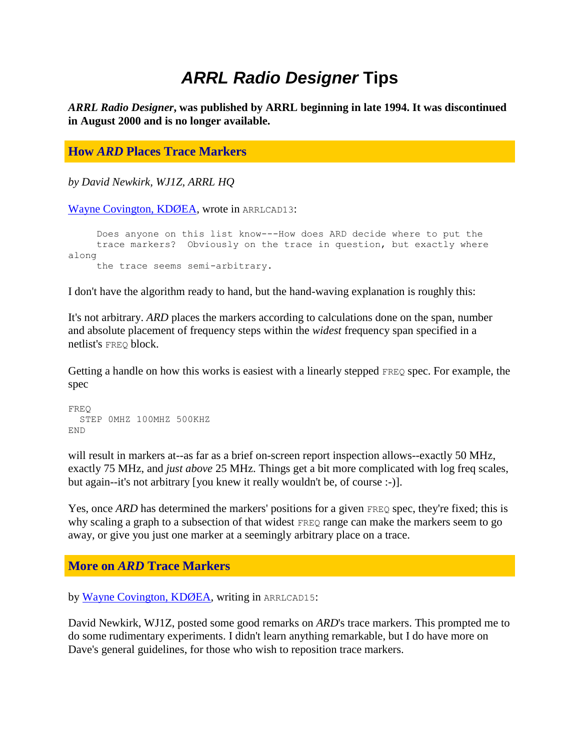# *ARRL Radio Designer* Tips

***ARRL Radio Designer*, was published by ARRL beginning in late 1994. It was discontinued in August 2000 and is no longer available.**

## How *ARD* Places Trace Markers

*by David Newkirk, WJ1Z, ARRL HQ*

Wayne Covington, KDØEA, wrote in `ARRLCAD13`:

```
     Does anyone on this list know---How does ARD decide where to put the
     trace markers?  Obviously on the trace in question, but exactly where
along
     the trace seems semi-arbitrary.
```

I don't have the algorithm ready to hand, but the hand-waving explanation is roughly this:

It's not arbitrary. *ARD* places the markers according to calculations done on the span, number and absolute placement of frequency steps within the *widest* frequency span specified in a netlist's `FREQ` block.

Getting a handle on how this works is easiest with a linearly stepped `FREQ` spec. For example, the spec

```
FREQ
  STEP 0MHZ 100MHZ 500KHZ
END
```

will result in markers at--as far as a brief on-screen report inspection allows--exactly 50 MHz, exactly 75 MHz, and *just above* 25 MHz. Things get a bit more complicated with log freq scales, but again--it's not arbitrary [you knew it really wouldn't be, of course :-)].

Yes, once *ARD* has determined the markers' positions for a given `FREQ` spec, they're fixed; this is why scaling a graph to a subsection of that widest `FREQ` range can make the markers seem to go away, or give you just one marker at a seemingly arbitrary place on a trace.

## More on *ARD* Trace Markers

by Wayne Covington, KDØEA, writing in `ARRLCAD15`:

David Newkirk, WJ1Z, posted some good remarks on *ARD*'s trace markers. This prompted me to do some rudimentary experiments. I didn't learn anything remarkable, but I do have more on Dave's general guidelines, for those who wish to reposition trace markers.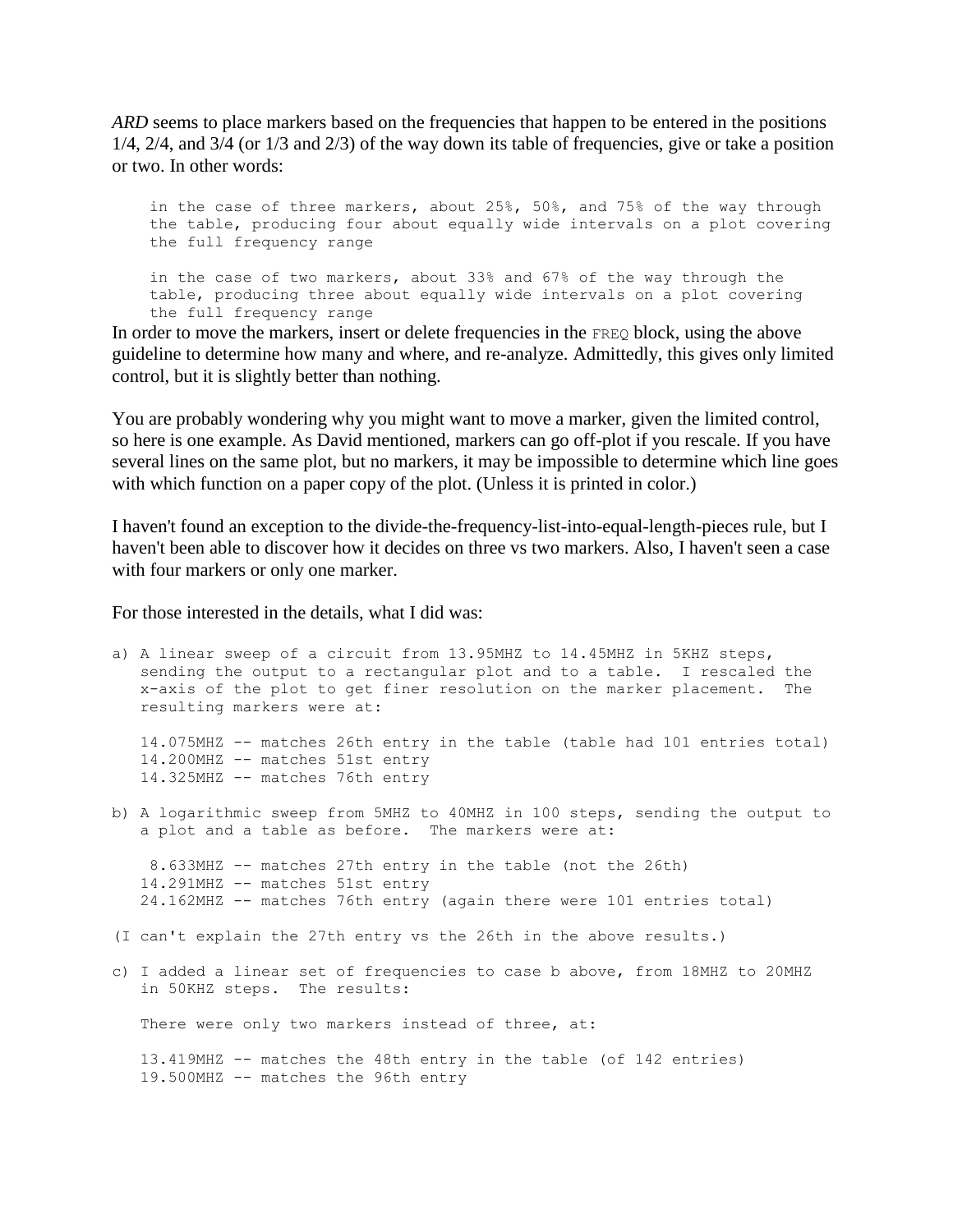*ARD* seems to place markers based on the frequencies that happen to be entered in the positions 1/4, 2/4, and 3/4 (or 1/3 and 2/3) of the way down its table of frequencies, give or take a position or two. In other words:

```
in the case of three markers, about 25%, 50%, and 75% of the way through
the table, producing four about equally wide intervals on a plot covering
the full frequency range

in the case of two markers, about 33% and 67% of the way through the
table, producing three about equally wide intervals on a plot covering
the full frequency range
```

In order to move the markers, insert or delete frequencies in the `FREQ` block, using the above guideline to determine how many and where, and re-analyze. Admittedly, this gives only limited control, but it is slightly better than nothing.

You are probably wondering why you might want to move a marker, given the limited control, so here is one example. As David mentioned, markers can go off-plot if you rescale. If you have several lines on the same plot, but no markers, it may be impossible to determine which line goes with which function on a paper copy of the plot. (Unless it is printed in color.)

I haven't found an exception to the divide-the-frequency-list-into-equal-length-pieces rule, but I haven't been able to discover how it decides on three vs two markers. Also, I haven't seen a case with four markers or only one marker.

For those interested in the details, what I did was:

```
a) A linear sweep of a circuit from 13.95MHZ to 14.45MHZ in 5KHZ steps,
   sending the output to a rectangular plot and to a table.  I rescaled the
   x-axis of the plot to get finer resolution on the marker placement.  The
   resulting markers were at:

   14.075MHZ -- matches 26th entry in the table (table had 101 entries total)
   14.200MHZ -- matches 51st entry
   14.325MHZ -- matches 76th entry

b) A logarithmic sweep from 5MHZ to 40MHZ in 100 steps, sending the output to
   a plot and a table as before.  The markers were at:

    8.633MHZ -- matches 27th entry in the table (not the 26th)
   14.291MHZ -- matches 51st entry
   24.162MHZ -- matches 76th entry (again there were 101 entries total)

(I can't explain the 27th entry vs the 26th in the above results.)

c) I added a linear set of frequencies to case b above, from 18MHZ to 20MHZ
   in 50KHZ steps.  The results:

   There were only two markers instead of three, at:

   13.419MHZ -- matches the 48th entry in the table (of 142 entries)
   19.500MHZ -- matches the 96th entry
```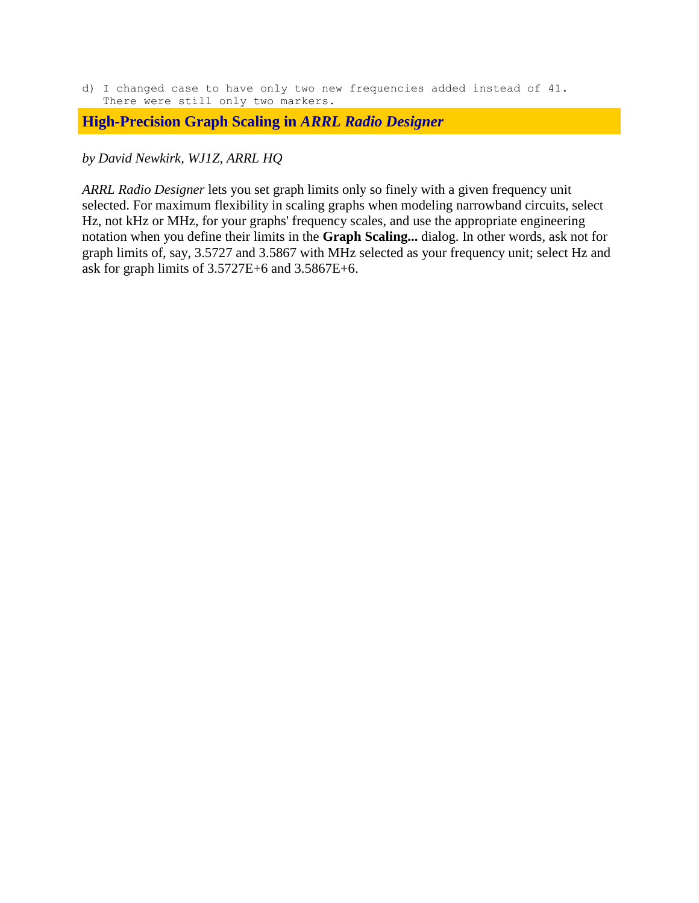```
d) I changed case to have only two new frequencies added instead of 41.
   There were still only two markers.
```

## High-Precision Graph Scaling in *ARRL Radio Designer*

*by David Newkirk, WJ1Z, ARRL HQ*

*ARRL Radio Designer* lets you set graph limits only so finely with a given frequency unit selected. For maximum flexibility in scaling graphs when modeling narrowband circuits, select Hz, not kHz or MHz, for your graphs' frequency scales, and use the appropriate engineering notation when you define their limits in the **Graph Scaling...** dialog. In other words, ask not for graph limits of, say, 3.5727 and 3.5867 with MHz selected as your frequency unit; select Hz and ask for graph limits of 3.5727E+6 and 3.5867E+6.